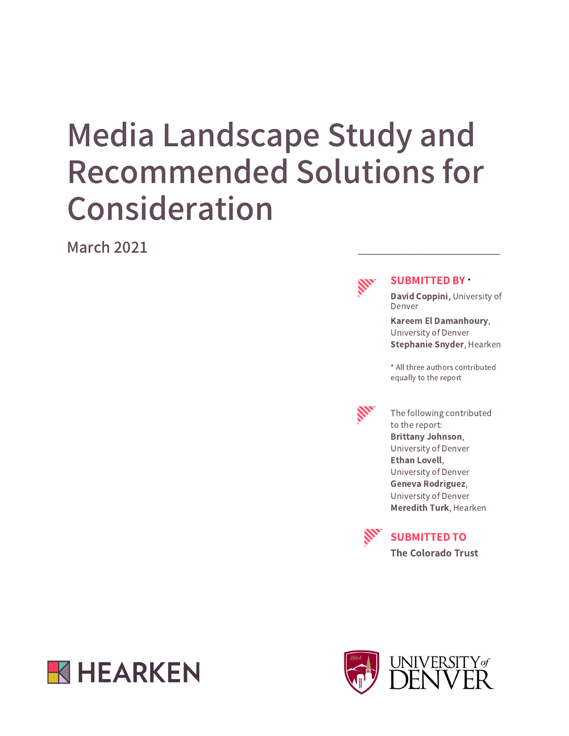# Media Landscape Study and Recommended Solutions for Consideration

March 2021

**SUBMITTED BY** *

**David Coppini,** University of Denver

**Kareem El Damanhoury**, University of Denver

**Stephanie Snyder**, Hearken

* All three authors contributed equally to the report

The following contributed to the report:

**Brittany Johnson**, University of Denver

**Ethan Lovell**, University of Denver

**Geneva Rodriguez**, University of Denver

**Meredith Turk**, Hearken

**SUBMITTED TO**

**The Colorado Trust**

HEARKEN

UNIVERSITY of DENVER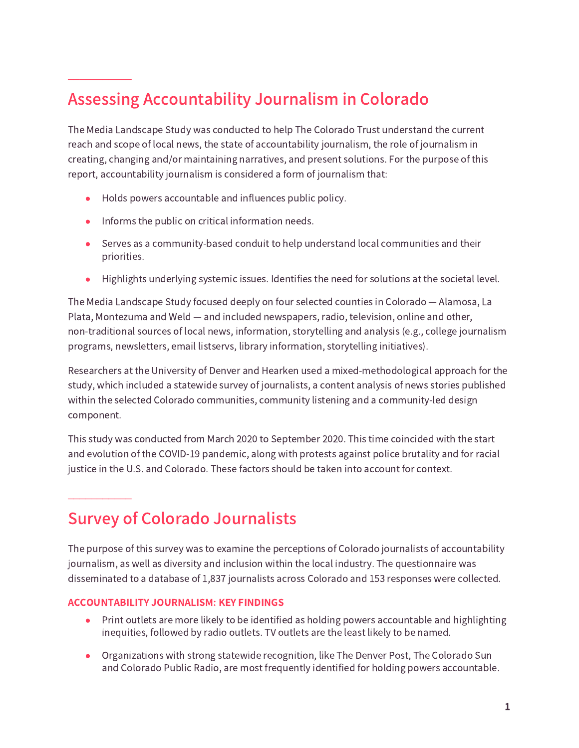## Assessing Accountability Journalism in Colorado

The Media Landscape Study was conducted to help The Colorado Trust understand the current reach and scope of local news, the state of accountability journalism, the role of journalism in creating, changing and/or maintaining narratives, and present solutions. For the purpose of this report, accountability journalism is considered a form of journalism that:

- Holds powers accountable and influences public policy.
- Informs the public on critical information needs.
- Serves as a community-based conduit to help understand local communities and their priorities.
- Highlights underlying systemic issues. Identifies the need for solutions at the societal level.

The Media Landscape Study focused deeply on four selected counties in Colorado — Alamosa, La Plata, Montezuma and Weld — and included newspapers, radio, television, online and other, non-traditional sources of local news, information, storytelling and analysis (e.g., college journalism programs, newsletters, email listservs, library information, storytelling initiatives).

Researchers at the University of Denver and Hearken used a mixed-methodological approach for the study, which included a statewide survey of journalists, a content analysis of news stories published within the selected Colorado communities, community listening and a community-led design component.

This study was conducted from March 2020 to September 2020. This time coincided with the start and evolution of the COVID-19 pandemic, along with protests against police brutality and for racial justice in the U.S. and Colorado. These factors should be taken into account for context.

## Survey of Colorado Journalists

The purpose of this survey was to examine the perceptions of Colorado journalists of accountability journalism, as well as diversity and inclusion within the local industry. The questionnaire was disseminated to a database of 1,837 journalists across Colorado and 153 responses were collected.

### ACCOUNTABILITY JOURNALISM: KEY FINDINGS

- Print outlets are more likely to be identified as holding powers accountable and highlighting inequities, followed by radio outlets. TV outlets are the least likely to be named.
- Organizations with strong statewide recognition, like The Denver Post, The Colorado Sun and Colorado Public Radio, are most frequently identified for holding powers accountable.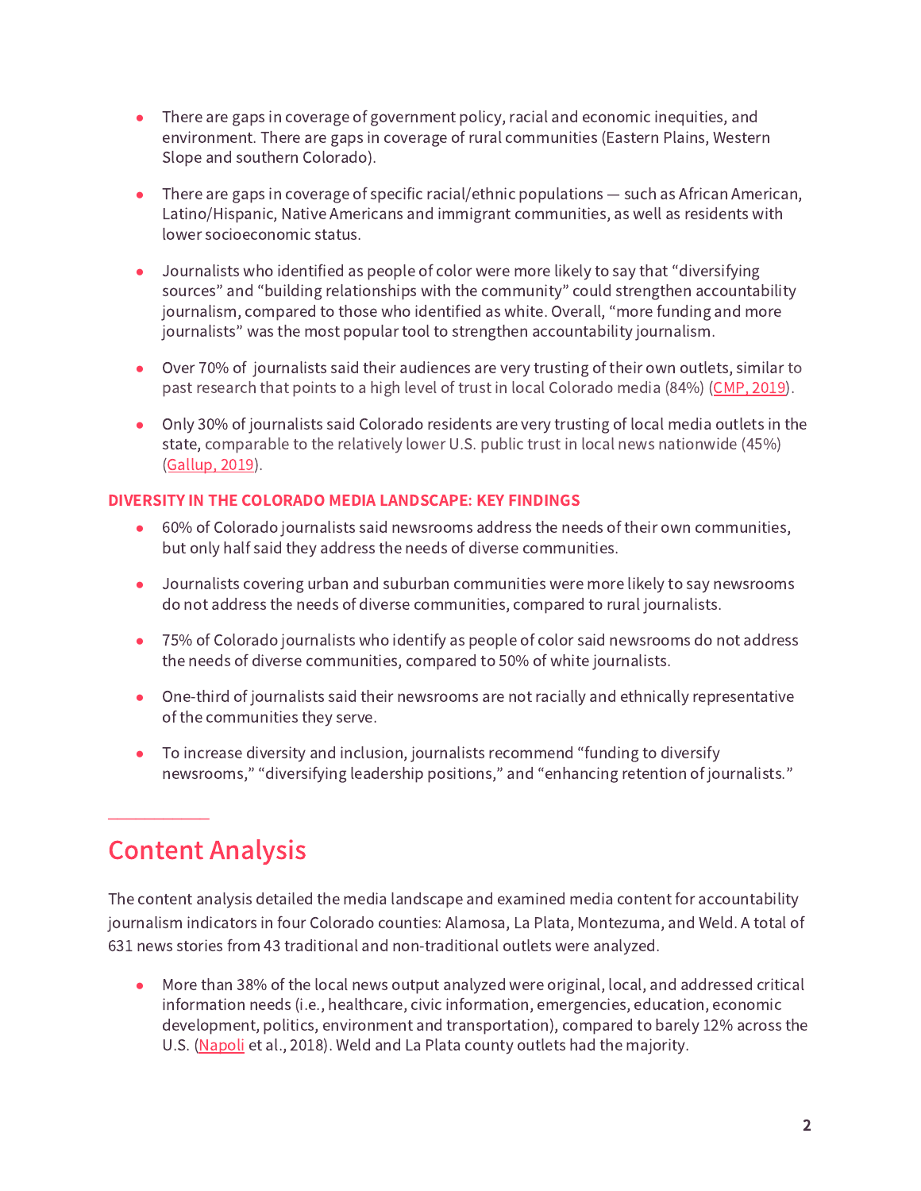- There are gaps in coverage of government policy, racial and economic inequities, and environment. There are gaps in coverage of rural communities (Eastern Plains, Western Slope and southern Colorado).

- There are gaps in coverage of specific racial/ethnic populations — such as African American, Latino/Hispanic, Native Americans and immigrant communities, as well as residents with lower socioeconomic status.

- Journalists who identified as people of color were more likely to say that "diversifying sources" and "building relationships with the community" could strengthen accountability journalism, compared to those who identified as white. Overall, "more funding and more journalists" was the most popular tool to strengthen accountability journalism.

- Over 70% of journalists said their audiences are very trusting of their own outlets, similar to past research that points to a high level of trust in local Colorado media (84%) (CMP, 2019).

- Only 30% of journalists said Colorado residents are very trusting of local media outlets in the state, comparable to the relatively lower U.S. public trust in local news nationwide (45%) (Gallup, 2019).

**DIVERSITY IN THE COLORADO MEDIA LANDSCAPE: KEY FINDINGS**

- 60% of Colorado journalists said newsrooms address the needs of their own communities, but only half said they address the needs of diverse communities.

- Journalists covering urban and suburban communities were more likely to say newsrooms do not address the needs of diverse communities, compared to rural journalists.

- 75% of Colorado journalists who identify as people of color said newsrooms do not address the needs of diverse communities, compared to 50% of white journalists.

- One-third of journalists said their newsrooms are not racially and ethnically representative of the communities they serve.

- To increase diversity and inclusion, journalists recommend "funding to diversify newsrooms," "diversifying leadership positions," and "enhancing retention of journalists."

## Content Analysis

The content analysis detailed the media landscape and examined media content for accountability journalism indicators in four Colorado counties: Alamosa, La Plata, Montezuma, and Weld. A total of 631 news stories from 43 traditional and non-traditional outlets were analyzed.

- More than 38% of the local news output analyzed were original, local, and addressed critical information needs (i.e., healthcare, civic information, emergencies, education, economic development, politics, environment and transportation), compared to barely 12% across the U.S. (Napoli et al., 2018). Weld and La Plata county outlets had the majority.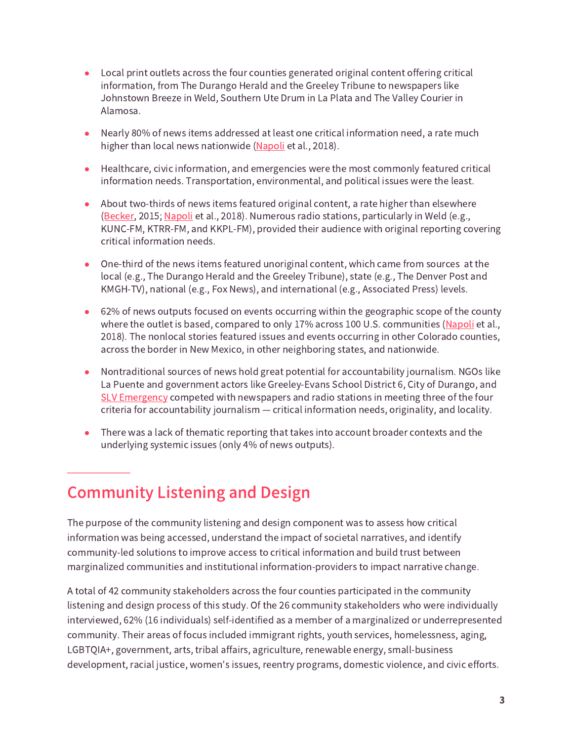- Local print outlets across the four counties generated original content offering critical information, from The Durango Herald and the Greeley Tribune to newspapers like Johnstown Breeze in Weld, Southern Ute Drum in La Plata and The Valley Courier in Alamosa.

- Nearly 80% of news items addressed at least one critical information need, a rate much higher than local news nationwide (Napoli et al., 2018).

- Healthcare, civic information, and emergencies were the most commonly featured critical information needs. Transportation, environmental, and political issues were the least.

- About two-thirds of news items featured original content, a rate higher than elsewhere (Becker, 2015; Napoli et al., 2018). Numerous radio stations, particularly in Weld (e.g., KUNC-FM, KTRR-FM, and KKPL-FM), provided their audience with original reporting covering critical information needs.

- One-third of the news items featured unoriginal content, which came from sources at the local (e.g., The Durango Herald and the Greeley Tribune), state (e.g., The Denver Post and KMGH-TV), national (e.g., Fox News), and international (e.g., Associated Press) levels.

- 62% of news outputs focused on events occurring within the geographic scope of the county where the outlet is based, compared to only 17% across 100 U.S. communities (Napoli et al., 2018). The nonlocal stories featured issues and events occurring in other Colorado counties, across the border in New Mexico, in other neighboring states, and nationwide.

- Nontraditional sources of news hold great potential for accountability journalism. NGOs like La Puente and government actors like Greeley-Evans School District 6, City of Durango, and SLV Emergency competed with newspapers and radio stations in meeting three of the four criteria for accountability journalism — critical information needs, originality, and locality.

- There was a lack of thematic reporting that takes into account broader contexts and the underlying systemic issues (only 4% of news outputs).

## Community Listening and Design

The purpose of the community listening and design component was to assess how critical information was being accessed, understand the impact of societal narratives, and identify community-led solutions to improve access to critical information and build trust between marginalized communities and institutional information-providers to impact narrative change.

A total of 42 community stakeholders across the four counties participated in the community listening and design process of this study. Of the 26 community stakeholders who were individually interviewed, 62% (16 individuals) self-identified as a member of a marginalized or underrepresented community. Their areas of focus included immigrant rights, youth services, homelessness, aging, LGBTQIA+, government, arts, tribal affairs, agriculture, renewable energy, small-business development, racial justice, women's issues, reentry programs, domestic violence, and civic efforts.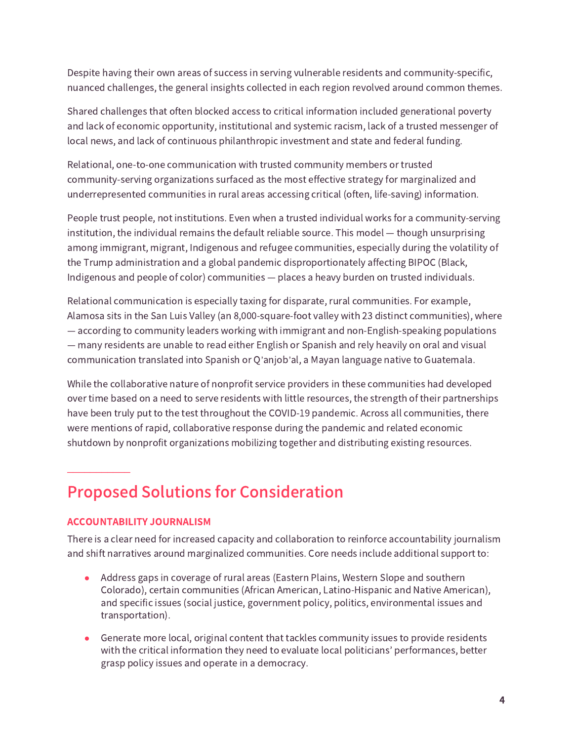Despite having their own areas of success in serving vulnerable residents and community-specific, nuanced challenges, the general insights collected in each region revolved around common themes.

Shared challenges that often blocked access to critical information included generational poverty and lack of economic opportunity, institutional and systemic racism, lack of a trusted messenger of local news, and lack of continuous philanthropic investment and state and federal funding.

Relational, one-to-one communication with trusted community members or trusted community-serving organizations surfaced as the most effective strategy for marginalized and underrepresented communities in rural areas accessing critical (often, life-saving) information.

People trust people, not institutions. Even when a trusted individual works for a community-serving institution, the individual remains the default reliable source. This model — though unsurprising among immigrant, migrant, Indigenous and refugee communities, especially during the volatility of the Trump administration and a global pandemic disproportionately affecting BIPOC (Black, Indigenous and people of color) communities — places a heavy burden on trusted individuals.

Relational communication is especially taxing for disparate, rural communities. For example, Alamosa sits in the San Luis Valley (an 8,000-square-foot valley with 23 distinct communities), where — according to community leaders working with immigrant and non-English-speaking populations — many residents are unable to read either English or Spanish and rely heavily on oral and visual communication translated into Spanish or Q'anjob'al, a Mayan language native to Guatemala.

While the collaborative nature of nonprofit service providers in these communities had developed over time based on a need to serve residents with little resources, the strength of their partnerships have been truly put to the test throughout the COVID-19 pandemic. Across all communities, there were mentions of rapid, collaborative response during the pandemic and related economic shutdown by nonprofit organizations mobilizing together and distributing existing resources.

## Proposed Solutions for Consideration

### ACCOUNTABILITY JOURNALISM

There is a clear need for increased capacity and collaboration to reinforce accountability journalism and shift narratives around marginalized communities. Core needs include additional support to:

- Address gaps in coverage of rural areas (Eastern Plains, Western Slope and southern Colorado), certain communities (African American, Latino-Hispanic and Native American), and specific issues (social justice, government policy, politics, environmental issues and transportation).
- Generate more local, original content that tackles community issues to provide residents with the critical information they need to evaluate local politicians' performances, better grasp policy issues and operate in a democracy.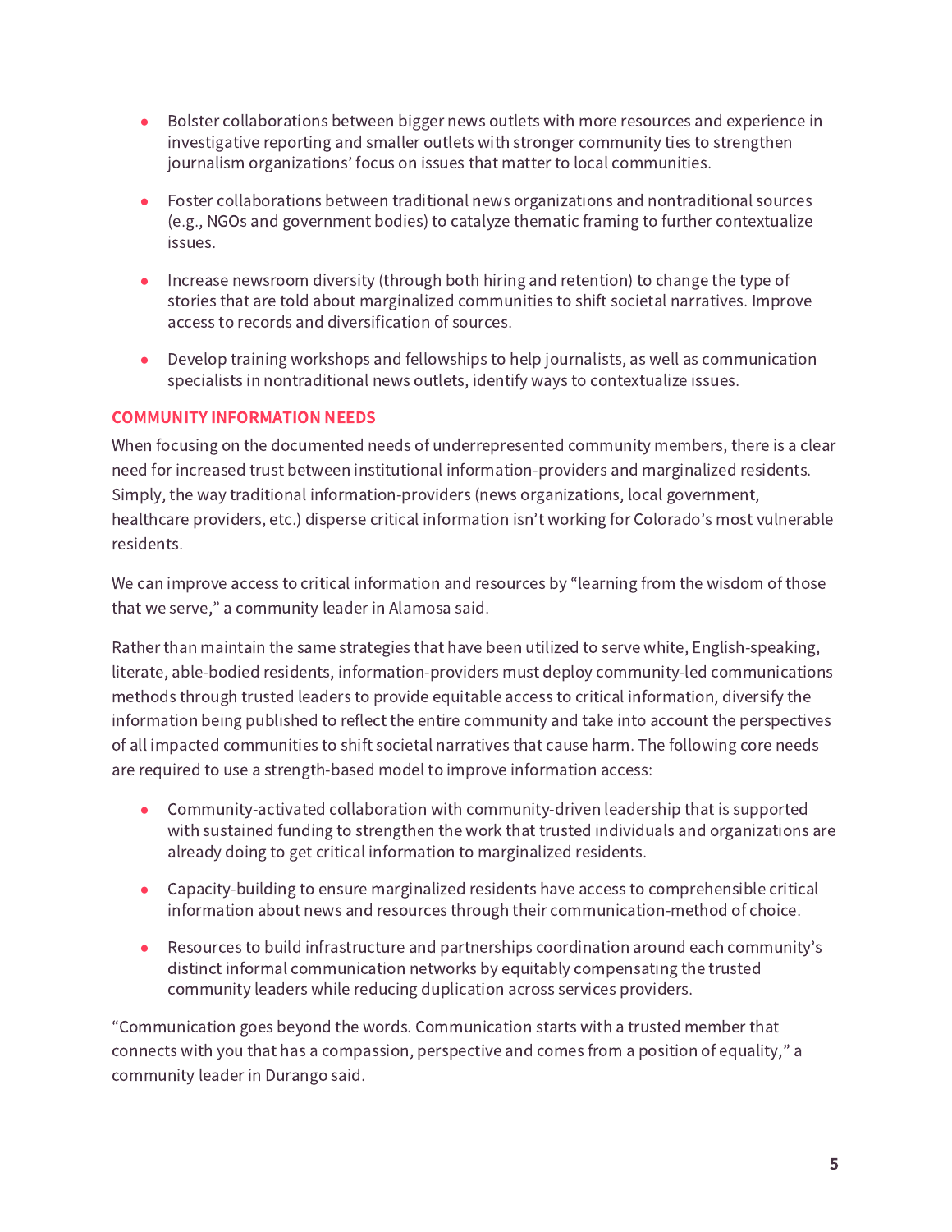- Bolster collaborations between bigger news outlets with more resources and experience in investigative reporting and smaller outlets with stronger community ties to strengthen journalism organizations' focus on issues that matter to local communities.

- Foster collaborations between traditional news organizations and nontraditional sources (e.g., NGOs and government bodies) to catalyze thematic framing to further contextualize issues.

- Increase newsroom diversity (through both hiring and retention) to change the type of stories that are told about marginalized communities to shift societal narratives. Improve access to records and diversification of sources.

- Develop training workshops and fellowships to help journalists, as well as communication specialists in nontraditional news outlets, identify ways to contextualize issues.

## COMMUNITY INFORMATION NEEDS

When focusing on the documented needs of underrepresented community members, there is a clear need for increased trust between institutional information-providers and marginalized residents. Simply, the way traditional information-providers (news organizations, local government, healthcare providers, etc.) disperse critical information isn't working for Colorado's most vulnerable residents.

We can improve access to critical information and resources by "learning from the wisdom of those that we serve," a community leader in Alamosa said.

Rather than maintain the same strategies that have been utilized to serve white, English-speaking, literate, able-bodied residents, information-providers must deploy community-led communications methods through trusted leaders to provide equitable access to critical information, diversify the information being published to reflect the entire community and take into account the perspectives of all impacted communities to shift societal narratives that cause harm. The following core needs are required to use a strength-based model to improve information access:

- Community-activated collaboration with community-driven leadership that is supported with sustained funding to strengthen the work that trusted individuals and organizations are already doing to get critical information to marginalized residents.

- Capacity-building to ensure marginalized residents have access to comprehensible critical information about news and resources through their communication-method of choice.

- Resources to build infrastructure and partnerships coordination around each community's distinct informal communication networks by equitably compensating the trusted community leaders while reducing duplication across services providers.

"Communication goes beyond the words. Communication starts with a trusted member that connects with you that has a compassion, perspective and comes from a position of equality," a community leader in Durango said.